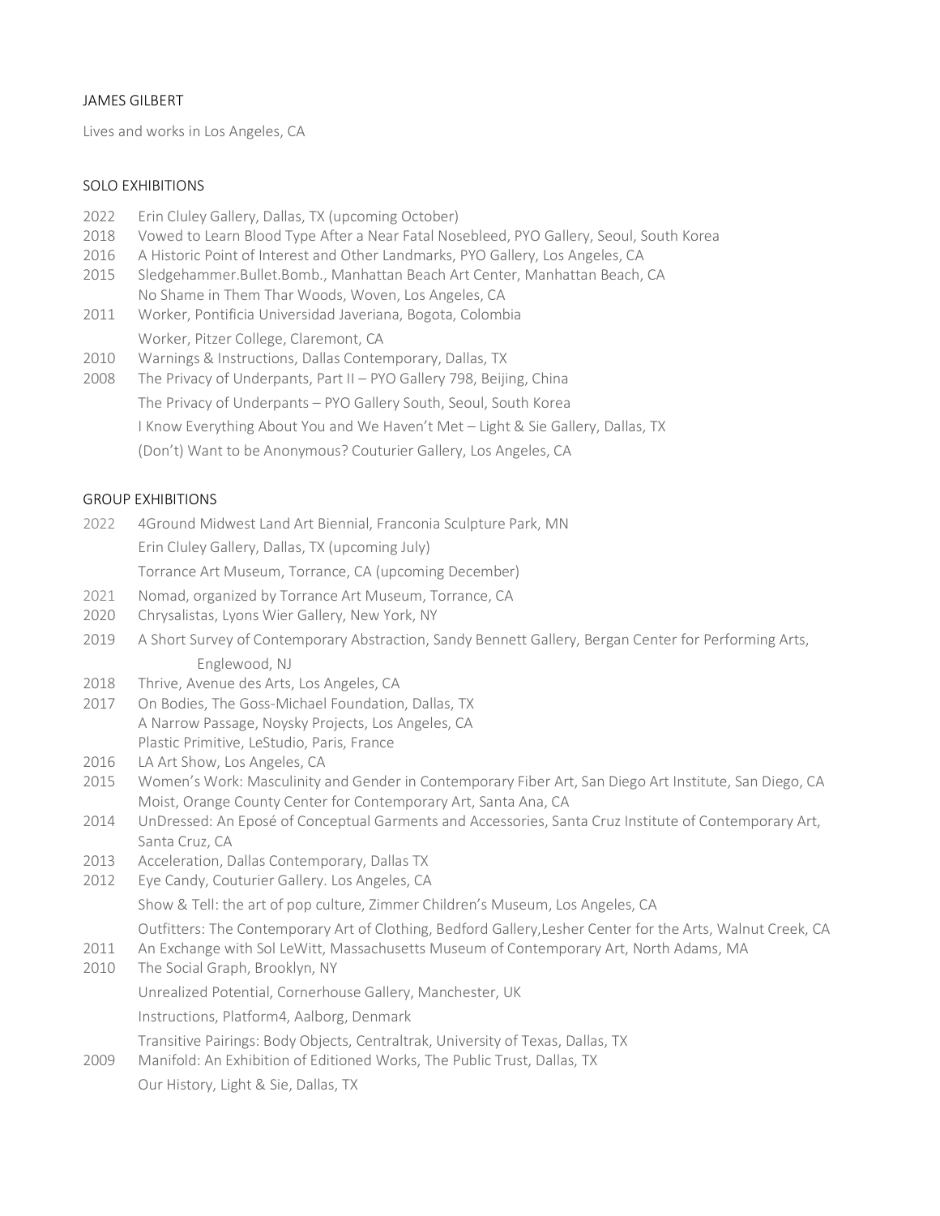# JAMES GILBERT

Lives and works in Los Angeles, CA

## SOLO EXHIBITIONS

2022 Erin Cluley Gallery, Dallas, TX (upcoming October)

2018 Vowed to Learn Blood Type After a Near Fatal Nosebleed, PYO Gallery, Seoul, South Korea

2016 A Historic Point of Interest and Other Landmarks, PYO Gallery, Los Angeles, CA

2015 Sledgehammer.Bullet.Bomb., Manhattan Beach Art Center, Manhattan Beach, CA
No Shame in Them Thar Woods, Woven, Los Angeles, CA

2011 Worker, Pontificia Universidad Javeriana, Bogota, Colombia
Worker, Pitzer College, Claremont, CA

2010 Warnings & Instructions, Dallas Contemporary, Dallas, TX

2008 The Privacy of Underpants, Part II – PYO Gallery 798, Beijing, China
The Privacy of Underpants – PYO Gallery South, Seoul, South Korea
I Know Everything About You and We Haven't Met – Light & Sie Gallery, Dallas, TX
(Don't) Want to be Anonymous? Couturier Gallery, Los Angeles, CA

## GROUP EXHIBITIONS

2022 4Ground Midwest Land Art Biennial, Franconia Sculpture Park, MN
Erin Cluley Gallery, Dallas, TX (upcoming July)
Torrance Art Museum, Torrance, CA (upcoming December)

2021 Nomad, organized by Torrance Art Museum, Torrance, CA

2020 Chrysalistas, Lyons Wier Gallery, New York, NY

2019 A Short Survey of Contemporary Abstraction, Sandy Bennett Gallery, Bergan Center for Performing Arts, Englewood, NJ

2018 Thrive, Avenue des Arts, Los Angeles, CA

2017 On Bodies, The Goss-Michael Foundation, Dallas, TX
A Narrow Passage, Noysky Projects, Los Angeles, CA
Plastic Primitive, LeStudio, Paris, France

2016 LA Art Show, Los Angeles, CA

2015 Women's Work: Masculinity and Gender in Contemporary Fiber Art, San Diego Art Institute, San Diego, CA
Moist, Orange County Center for Contemporary Art, Santa Ana, CA

2014 UnDressed: An Eposé of Conceptual Garments and Accessories, Santa Cruz Institute of Contemporary Art, Santa Cruz, CA

2013 Acceleration, Dallas Contemporary, Dallas TX

2012 Eye Candy, Couturier Gallery. Los Angeles, CA
Show & Tell: the art of pop culture, Zimmer Children's Museum, Los Angeles, CA
Outfitters: The Contemporary Art of Clothing, Bedford Gallery,Lesher Center for the Arts, Walnut Creek, CA

2011 An Exchange with Sol LeWitt, Massachusetts Museum of Contemporary Art, North Adams, MA

2010 The Social Graph, Brooklyn, NY
Unrealized Potential, Cornerhouse Gallery, Manchester, UK
Instructions, Platform4, Aalborg, Denmark
Transitive Pairings: Body Objects, Centraltrak, University of Texas, Dallas, TX

2009 Manifold: An Exhibition of Editioned Works, The Public Trust, Dallas, TX
Our History, Light & Sie, Dallas, TX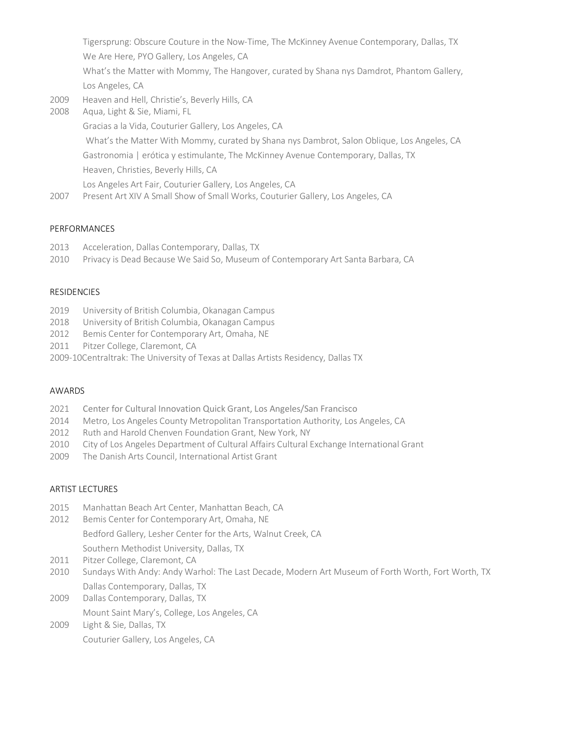Tigersprung: Obscure Couture in the Now-Time, The McKinney Avenue Contemporary, Dallas, TX

We Are Here, PYO Gallery, Los Angeles, CA

What's the Matter with Mommy, The Hangover, curated by Shana nys Damdrot, Phantom Gallery, Los Angeles, CA

2009 Heaven and Hell, Christie's, Beverly Hills, CA

2008 Aqua, Light & Sie, Miami, FL

Gracias a la Vida, Couturier Gallery, Los Angeles, CA

What's the Matter With Mommy, curated by Shana nys Dambrot, Salon Oblique, Los Angeles, CA

Gastronomia | erótica y estimulante, The McKinney Avenue Contemporary, Dallas, TX

Heaven, Christies, Beverly Hills, CA

Los Angeles Art Fair, Couturier Gallery, Los Angeles, CA

2007 Present Art XIV A Small Show of Small Works, Couturier Gallery, Los Angeles, CA

## PERFORMANCES

2013 Acceleration, Dallas Contemporary, Dallas, TX

2010 Privacy is Dead Because We Said So, Museum of Contemporary Art Santa Barbara, CA

## RESIDENCIES

2019 University of British Columbia, Okanagan Campus

2018 University of British Columbia, Okanagan Campus

2012 Bemis Center for Contemporary Art, Omaha, NE

2011 Pitzer College, Claremont, CA

2009-10Centraltrak: The University of Texas at Dallas Artists Residency, Dallas TX

## AWARDS

2021 Center for Cultural Innovation Quick Grant, Los Angeles/San Francisco

2014 Metro, Los Angeles County Metropolitan Transportation Authority, Los Angeles, CA

2012 Ruth and Harold Chenven Foundation Grant, New York, NY

2010 City of Los Angeles Department of Cultural Affairs Cultural Exchange International Grant

2009 The Danish Arts Council, International Artist Grant

## ARTIST LECTURES

2015 Manhattan Beach Art Center, Manhattan Beach, CA

2012 Bemis Center for Contemporary Art, Omaha, NE

Bedford Gallery, Lesher Center for the Arts, Walnut Creek, CA

Southern Methodist University, Dallas, TX

2011 Pitzer College, Claremont, CA

2010 Sundays With Andy: Andy Warhol: The Last Decade, Modern Art Museum of Forth Worth, Fort Worth, TX

Dallas Contemporary, Dallas, TX

2009 Dallas Contemporary, Dallas, TX

Mount Saint Mary's, College, Los Angeles, CA

2009 Light & Sie, Dallas, TX

Couturier Gallery, Los Angeles, CA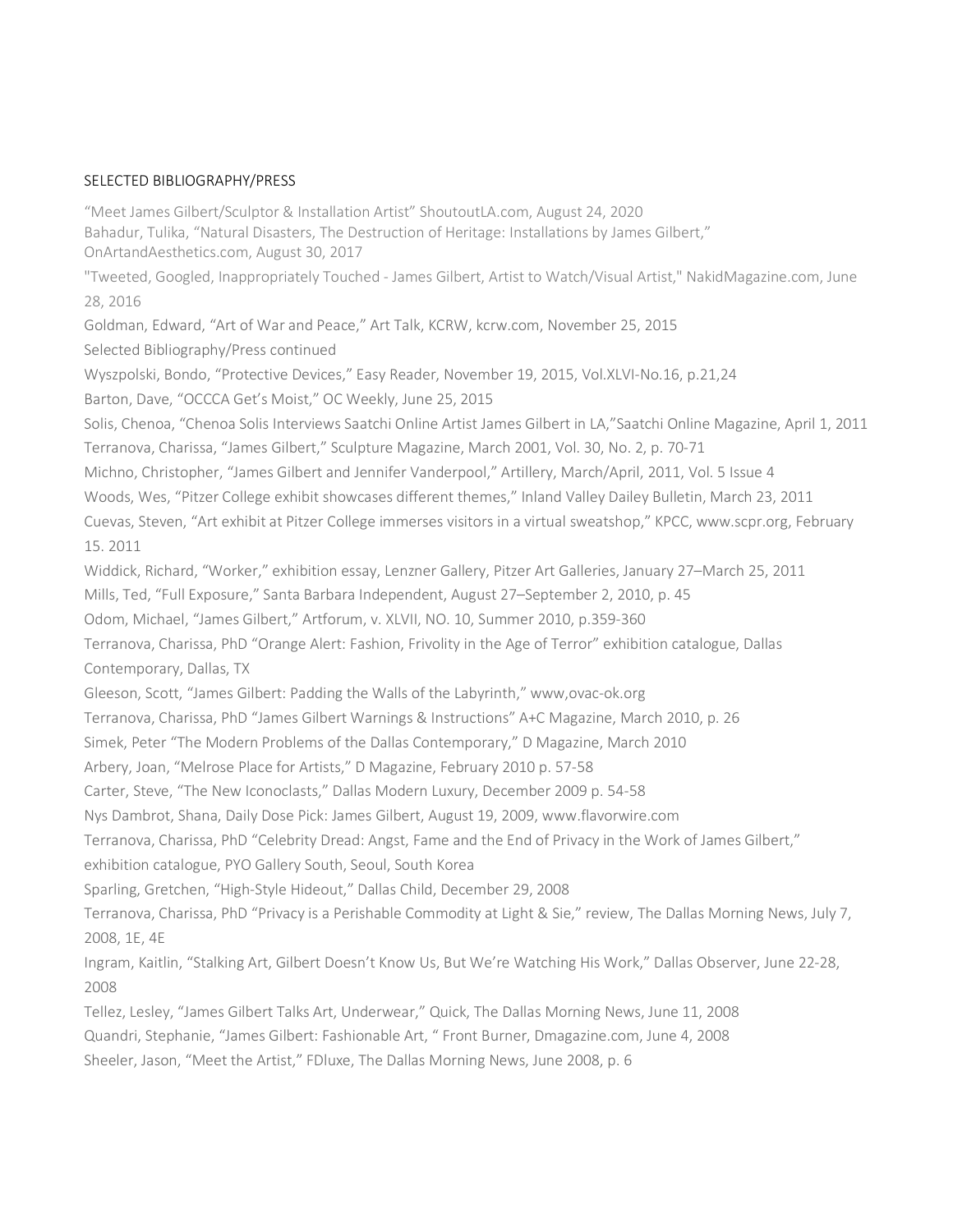## SELECTED BIBLIOGRAPHY/PRESS

"Meet James Gilbert/Sculptor & Installation Artist" ShoutoutLA.com, August 24, 2020

Bahadur, Tulika, "Natural Disasters, The Destruction of Heritage: Installations by James Gilbert," OnArtandAesthetics.com, August 30, 2017

"Tweeted, Googled, Inappropriately Touched - James Gilbert, Artist to Watch/Visual Artist," NakidMagazine.com, June 28, 2016

Goldman, Edward, "Art of War and Peace," Art Talk, KCRW, kcrw.com, November 25, 2015

Selected Bibliography/Press continued

Wyszpolski, Bondo, "Protective Devices," Easy Reader, November 19, 2015, Vol.XLVI-No.16, p.21,24

Barton, Dave, "OCCCA Get's Moist," OC Weekly, June 25, 2015

Solis, Chenoa, "Chenoa Solis Interviews Saatchi Online Artist James Gilbert in LA,"Saatchi Online Magazine, April 1, 2011

Terranova, Charissa, "James Gilbert," Sculpture Magazine, March 2001, Vol. 30, No. 2, p. 70-71

Michno, Christopher, "James Gilbert and Jennifer Vanderpool," Artillery, March/April, 2011, Vol. 5 Issue 4

Woods, Wes, "Pitzer College exhibit showcases different themes," Inland Valley Dailey Bulletin, March 23, 2011

Cuevas, Steven, "Art exhibit at Pitzer College immerses visitors in a virtual sweatshop," KPCC, www.scpr.org, February 15. 2011

Widdick, Richard, "Worker," exhibition essay, Lenzner Gallery, Pitzer Art Galleries, January 27–March 25, 2011

Mills, Ted, "Full Exposure," Santa Barbara Independent, August 27–September 2, 2010, p. 45

Odom, Michael, "James Gilbert," Artforum, v. XLVII, NO. 10, Summer 2010, p.359-360

Terranova, Charissa, PhD "Orange Alert: Fashion, Frivolity in the Age of Terror" exhibition catalogue, Dallas Contemporary, Dallas, TX

Gleeson, Scott, "James Gilbert: Padding the Walls of the Labyrinth," www,ovac-ok.org

Terranova, Charissa, PhD "James Gilbert Warnings & Instructions" A+C Magazine, March 2010, p. 26

Simek, Peter "The Modern Problems of the Dallas Contemporary," D Magazine, March 2010

Arbery, Joan, "Melrose Place for Artists," D Magazine, February 2010 p. 57-58

Carter, Steve, "The New Iconoclasts," Dallas Modern Luxury, December 2009 p. 54-58

Nys Dambrot, Shana, Daily Dose Pick: James Gilbert, August 19, 2009, www.flavorwire.com

Terranova, Charissa, PhD "Celebrity Dread: Angst, Fame and the End of Privacy in the Work of James Gilbert," exhibition catalogue, PYO Gallery South, Seoul, South Korea

Sparling, Gretchen, "High-Style Hideout," Dallas Child, December 29, 2008

Terranova, Charissa, PhD "Privacy is a Perishable Commodity at Light & Sie," review, The Dallas Morning News, July 7, 2008, 1E, 4E

Ingram, Kaitlin, "Stalking Art, Gilbert Doesn't Know Us, But We're Watching His Work," Dallas Observer, June 22-28, 2008

Tellez, Lesley, "James Gilbert Talks Art, Underwear," Quick, The Dallas Morning News, June 11, 2008

Quandri, Stephanie, "James Gilbert: Fashionable Art, " Front Burner, Dmagazine.com, June 4, 2008

Sheeler, Jason, "Meet the Artist," FDluxe, The Dallas Morning News, June 2008, p. 6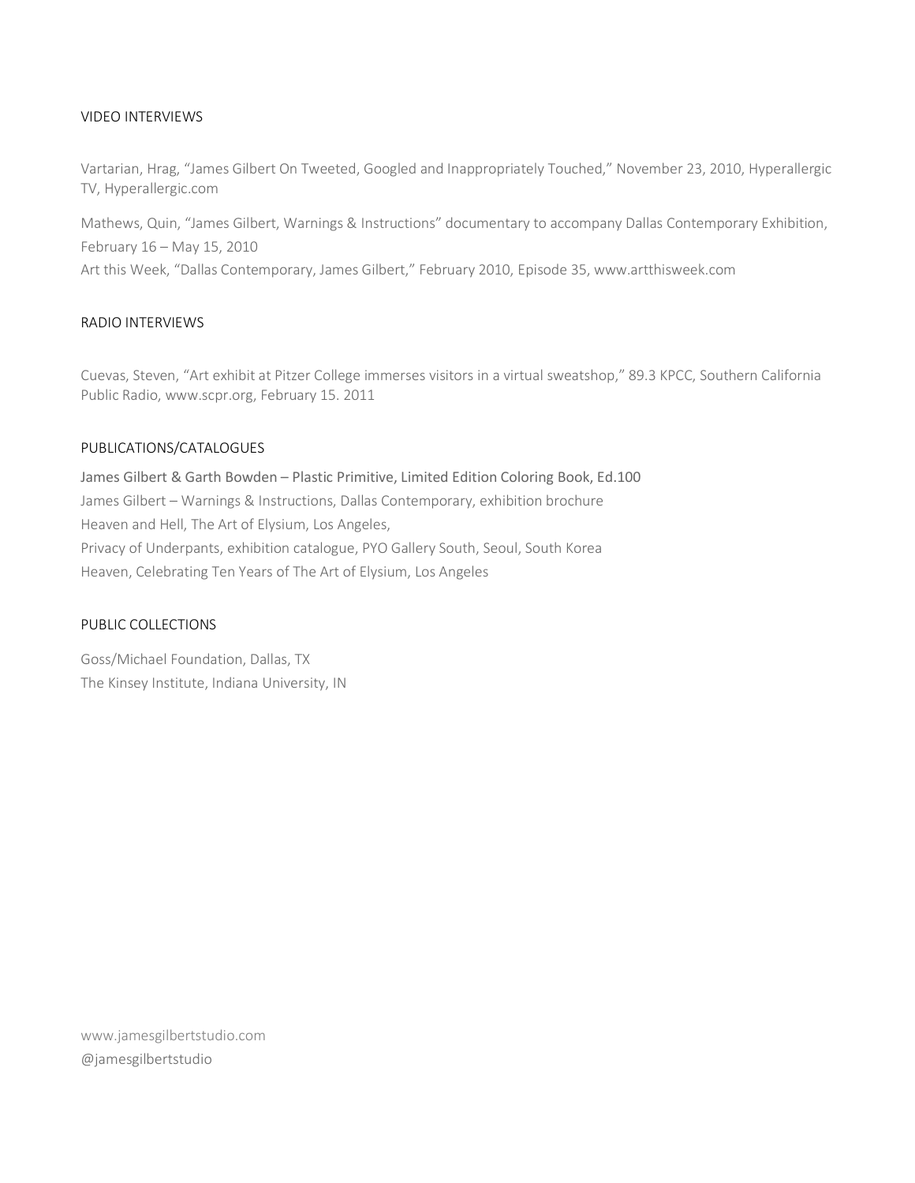## VIDEO INTERVIEWS

Vartarian, Hrag, "James Gilbert On Tweeted, Googled and Inappropriately Touched," November 23, 2010, Hyperallergic TV, Hyperallergic.com

Mathews, Quin, "James Gilbert, Warnings & Instructions" documentary to accompany Dallas Contemporary Exhibition, February 16 – May 15, 2010

Art this Week, "Dallas Contemporary, James Gilbert," February 2010, Episode 35, www.artthisweek.com

## RADIO INTERVIEWS

Cuevas, Steven, "Art exhibit at Pitzer College immerses visitors in a virtual sweatshop," 89.3 KPCC, Southern California Public Radio, www.scpr.org, February 15. 2011

## PUBLICATIONS/CATALOGUES

James Gilbert & Garth Bowden – Plastic Primitive, Limited Edition Coloring Book, Ed.100
James Gilbert – Warnings & Instructions, Dallas Contemporary, exhibition brochure
Heaven and Hell, The Art of Elysium, Los Angeles,
Privacy of Underpants, exhibition catalogue, PYO Gallery South, Seoul, South Korea
Heaven, Celebrating Ten Years of The Art of Elysium, Los Angeles

## PUBLIC COLLECTIONS

Goss/Michael Foundation, Dallas, TX
The Kinsey Institute, Indiana University, IN

www.jamesgilbertstudio.com
@jamesgilbertstudio